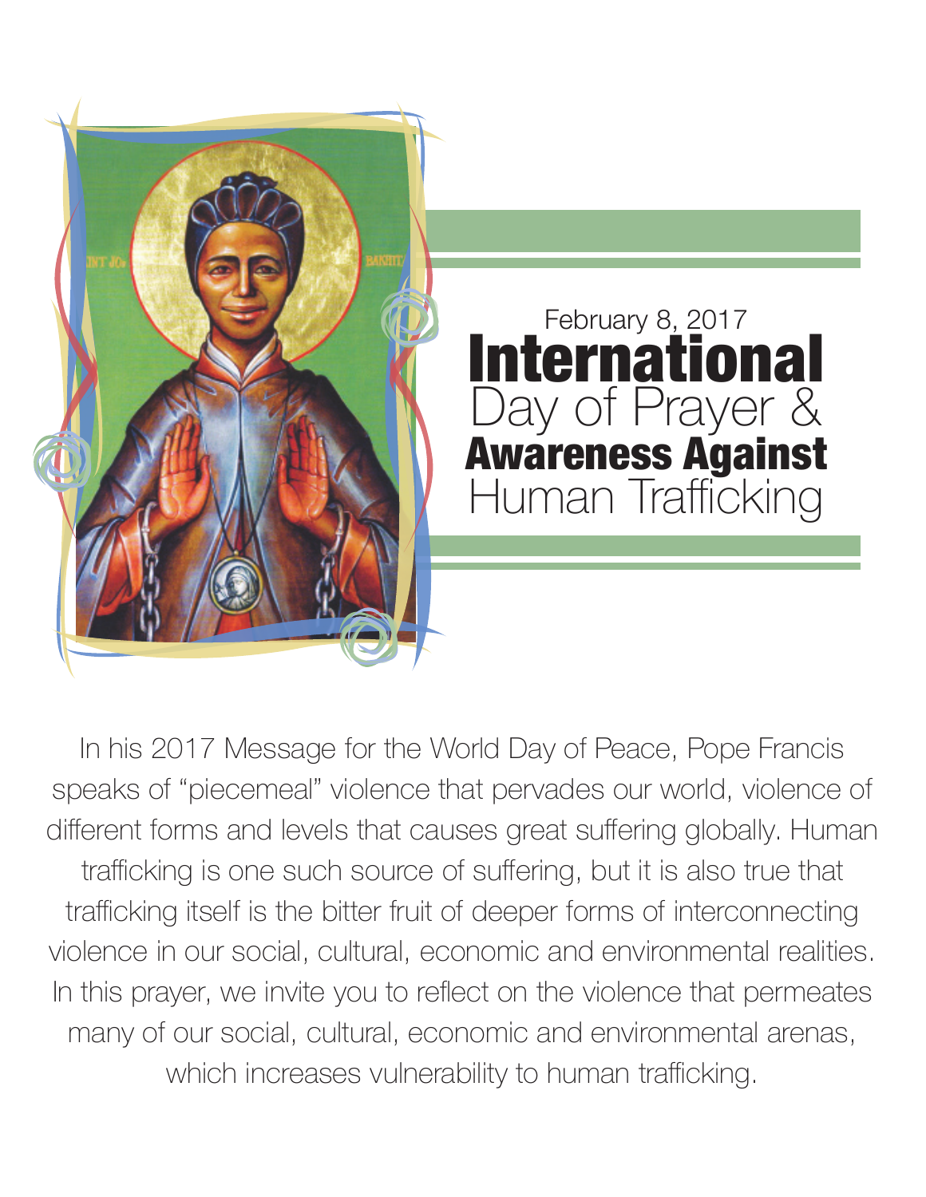February 8, 2017

# International Day of Prayer & Awareness Against Human Trafficking

In his 2017 Message for the World Day of Peace, Pope Francis speaks of "piecemeal" violence that pervades our world, violence of different forms and levels that causes great suffering globally. Human trafficking is one such source of suffering, but it is also true that trafficking itself is the bitter fruit of deeper forms of interconnecting violence in our social, cultural, economic and environmental realities. In this prayer, we invite you to reflect on the violence that permeates many of our social, cultural, economic and environmental arenas, which increases vulnerability to human trafficking.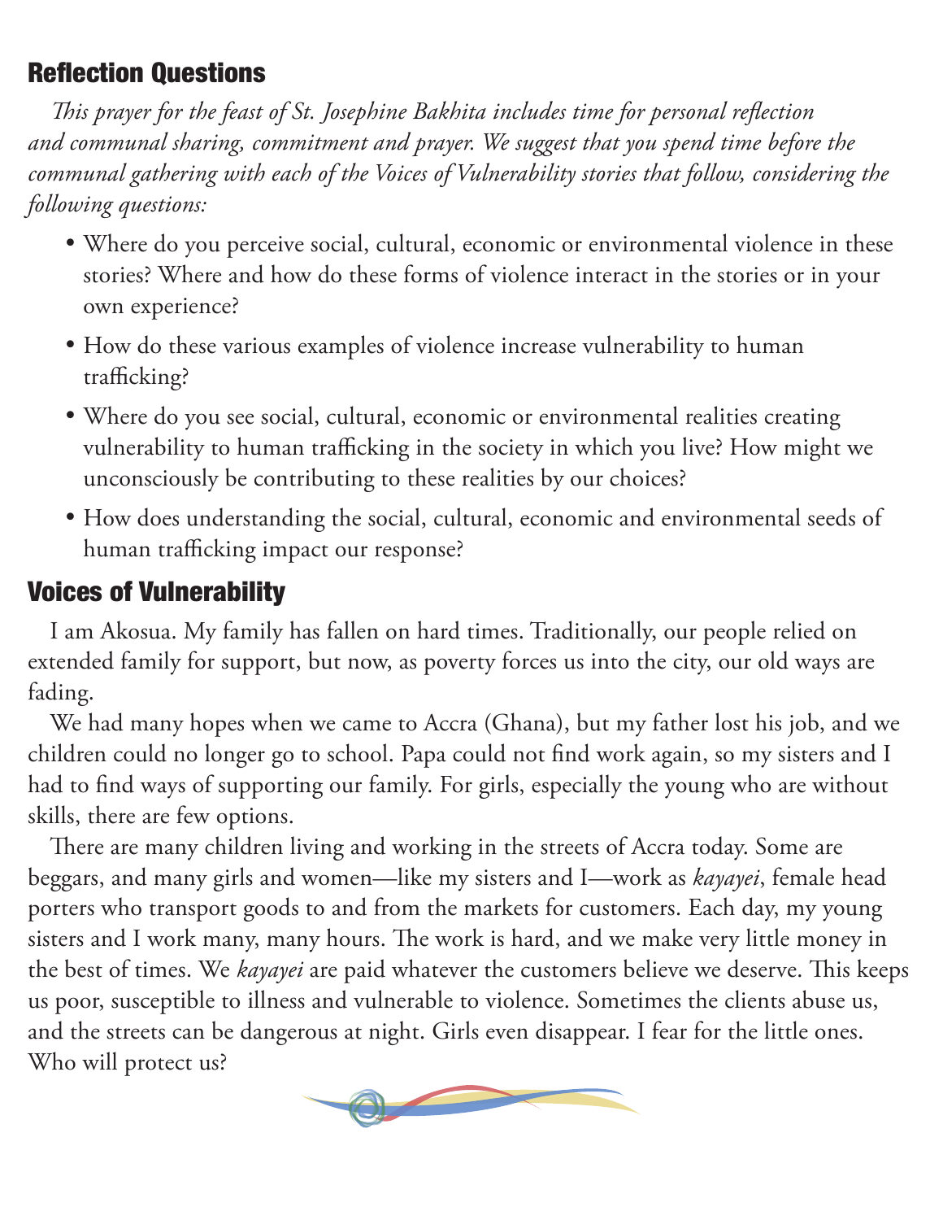## Reflection Questions

*This prayer for the feast of St. Josephine Bakhita includes time for personal reflection and communal sharing, commitment and prayer. We suggest that you spend time before the communal gathering with each of the Voices of Vulnerability stories that follow, considering the following questions:*

- Where do you perceive social, cultural, economic or environmental violence in these stories? Where and how do these forms of violence interact in the stories or in your own experience?
- How do these various examples of violence increase vulnerability to human trafficking?
- Where do you see social, cultural, economic or environmental realities creating vulnerability to human trafficking in the society in which you live? How might we unconsciously be contributing to these realities by our choices?
- How does understanding the social, cultural, economic and environmental seeds of human trafficking impact our response?

## Voices of Vulnerability

I am Akosua. My family has fallen on hard times. Traditionally, our people relied on extended family for support, but now, as poverty forces us into the city, our old ways are fading.

We had many hopes when we came to Accra (Ghana), but my father lost his job, and we children could no longer go to school. Papa could not find work again, so my sisters and I had to find ways of supporting our family. For girls, especially the young who are without skills, there are few options.

There are many children living and working in the streets of Accra today. Some are beggars, and many girls and women—like my sisters and I—work as *kayayei*, female head porters who transport goods to and from the markets for customers. Each day, my young sisters and I work many, many hours. The work is hard, and we make very little money in the best of times. We *kayayei* are paid whatever the customers believe we deserve. This keeps us poor, susceptible to illness and vulnerable to violence. Sometimes the clients abuse us, and the streets can be dangerous at night. Girls even disappear. I fear for the little ones. Who will protect us?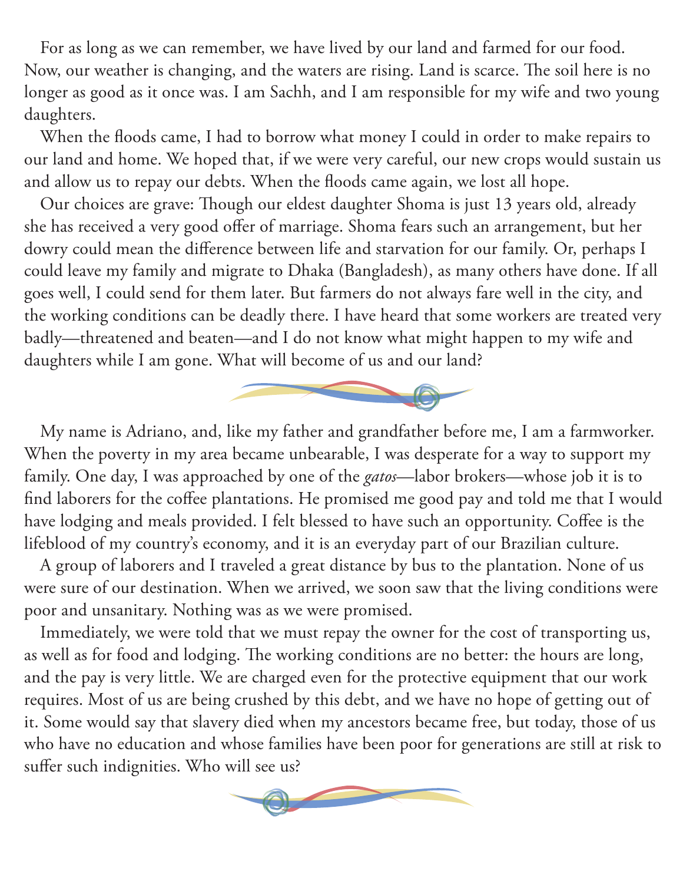For as long as we can remember, we have lived by our land and farmed for our food. Now, our weather is changing, and the waters are rising. Land is scarce. The soil here is no longer as good as it once was. I am Sachh, and I am responsible for my wife and two young daughters.

When the floods came, I had to borrow what money I could in order to make repairs to our land and home. We hoped that, if we were very careful, our new crops would sustain us and allow us to repay our debts. When the floods came again, we lost all hope.

Our choices are grave: Though our eldest daughter Shoma is just 13 years old, already she has received a very good offer of marriage. Shoma fears such an arrangement, but her dowry could mean the difference between life and starvation for our family. Or, perhaps I could leave my family and migrate to Dhaka (Bangladesh), as many others have done. If all goes well, I could send for them later. But farmers do not always fare well in the city, and the working conditions can be deadly there. I have heard that some workers are treated very badly—threatened and beaten—and I do not know what might happen to my wife and daughters while I am gone. What will become of us and our land?

My name is Adriano, and, like my father and grandfather before me, I am a farmworker. When the poverty in my area became unbearable, I was desperate for a way to support my family. One day, I was approached by one of the *gatos*—labor brokers—whose job it is to find laborers for the coffee plantations. He promised me good pay and told me that I would have lodging and meals provided. I felt blessed to have such an opportunity. Coffee is the lifeblood of my country's economy, and it is an everyday part of our Brazilian culture.

A group of laborers and I traveled a great distance by bus to the plantation. None of us were sure of our destination. When we arrived, we soon saw that the living conditions were poor and unsanitary. Nothing was as we were promised.

Immediately, we were told that we must repay the owner for the cost of transporting us, as well as for food and lodging. The working conditions are no better: the hours are long, and the pay is very little. We are charged even for the protective equipment that our work requires. Most of us are being crushed by this debt, and we have no hope of getting out of it. Some would say that slavery died when my ancestors became free, but today, those of us who have no education and whose families have been poor for generations are still at risk to suffer such indignities. Who will see us?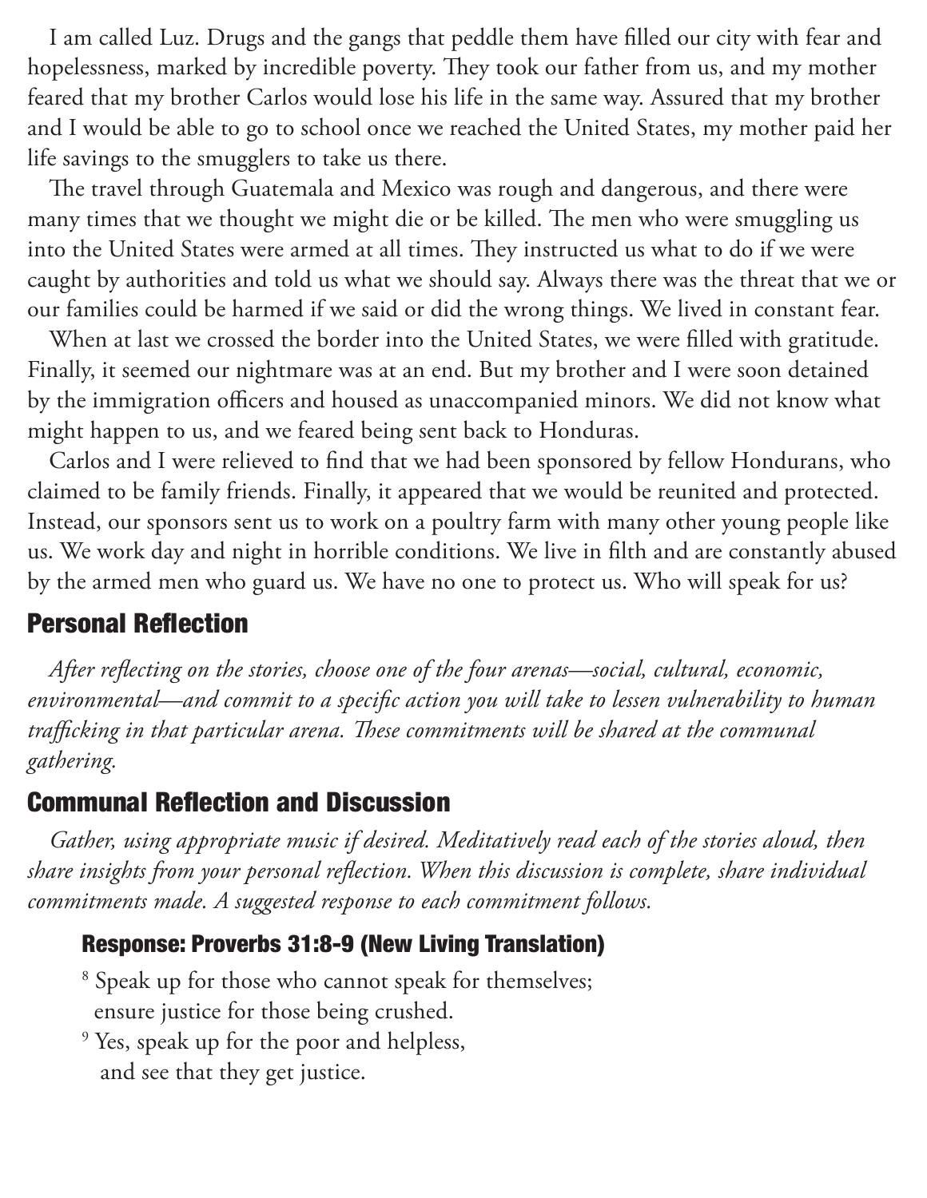I am called Luz. Drugs and the gangs that peddle them have filled our city with fear and hopelessness, marked by incredible poverty. They took our father from us, and my mother feared that my brother Carlos would lose his life in the same way. Assured that my brother and I would be able to go to school once we reached the United States, my mother paid her life savings to the smugglers to take us there.

The travel through Guatemala and Mexico was rough and dangerous, and there were many times that we thought we might die or be killed. The men who were smuggling us into the United States were armed at all times. They instructed us what to do if we were caught by authorities and told us what we should say. Always there was the threat that we or our families could be harmed if we said or did the wrong things. We lived in constant fear.

When at last we crossed the border into the United States, we were filled with gratitude. Finally, it seemed our nightmare was at an end. But my brother and I were soon detained by the immigration officers and housed as unaccompanied minors. We did not know what might happen to us, and we feared being sent back to Honduras.

Carlos and I were relieved to find that we had been sponsored by fellow Hondurans, who claimed to be family friends. Finally, it appeared that we would be reunited and protected. Instead, our sponsors sent us to work on a poultry farm with many other young people like us. We work day and night in horrible conditions. We live in filth and are constantly abused by the armed men who guard us. We have no one to protect us. Who will speak for us?

## Personal Reflection

*After reflecting on the stories, choose one of the four arenas—social, cultural, economic, environmental—and commit to a specific action you will take to lessen vulnerability to human trafficking in that particular arena. These commitments will be shared at the communal gathering.*

## Communal Reflection and Discussion

*Gather, using appropriate music if desired. Meditatively read each of the stories aloud, then share insights from your personal reflection. When this discussion is complete, share individual commitments made. A suggested response to each commitment follows.*

### Response: Proverbs 31:8-9 (New Living Translation)

[8] Speak up for those who cannot speak for themselves;
ensure justice for those being crushed.

[9] Yes, speak up for the poor and helpless,
and see that they get justice.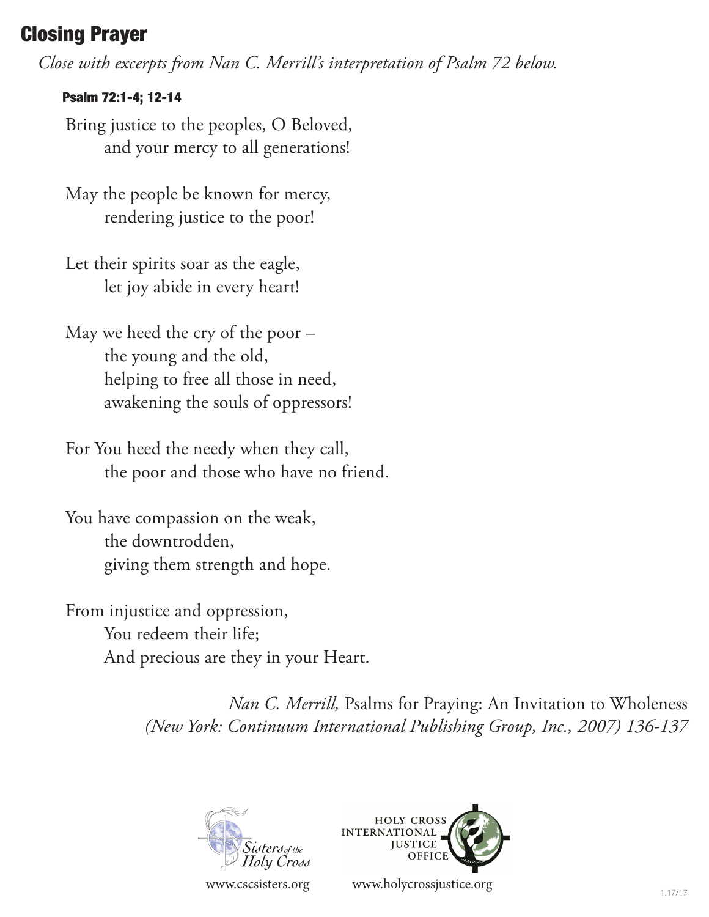## Closing Prayer

*Close with excerpts from Nan C. Merrill's interpretation of Psalm 72 below.*

**Psalm 72:1-4; 12-14**

Bring justice to the peoples, O Beloved,
and your mercy to all generations!

May the people be known for mercy,
rendering justice to the poor!

Let their spirits soar as the eagle,
let joy abide in every heart!

May we heed the cry of the poor –
the young and the old,
helping to free all those in need,
awakening the souls of oppressors!

For You heed the needy when they call,
the poor and those who have no friend.

You have compassion on the weak,
the downtrodden,
giving them strength and hope.

From injustice and oppression,
You redeem their life;
And precious are they in your Heart.

*Nan C. Merrill,* Psalms for Praying: An Invitation to Wholeness *(New York: Continuum International Publishing Group, Inc., 2007) 136-137*

Sisters of the Holy Cross
www.cscsisters.org

Holy Cross International Justice Office
www.holycrossjustice.org

1.17/17